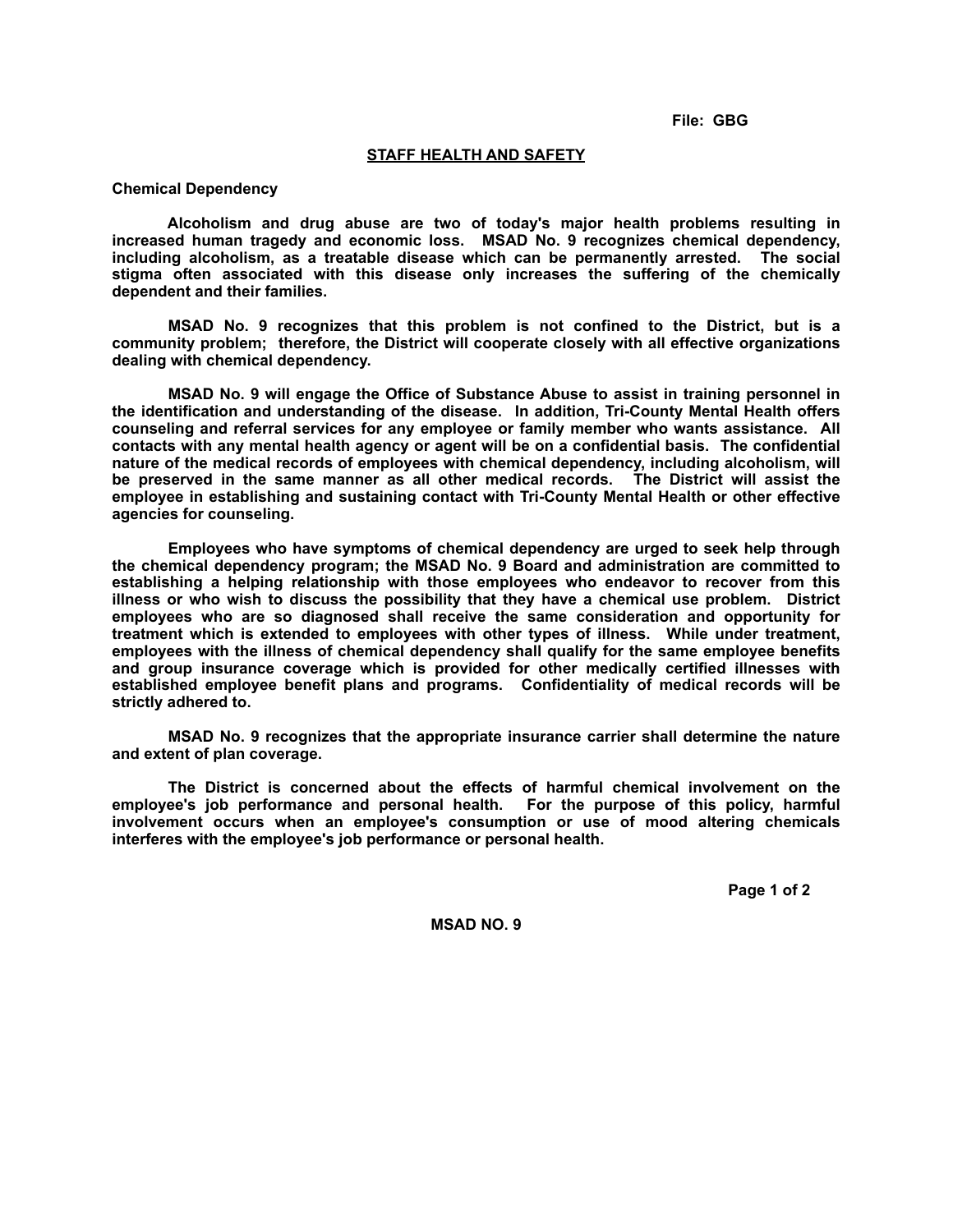File: GBG

# STAFF HEALTH AND SAFETY

## Chemical Dependency

Alcoholism and drug abuse are two of today's major health problems resulting in increased human tragedy and economic loss. MSAD No. 9 recognizes chemical dependency, including alcoholism, as a treatable disease which can be permanently arrested. The social stigma often associated with this disease only increases the suffering of the chemically dependent and their families.

MSAD No. 9 recognizes that this problem is not confined to the District, but is a community problem; therefore, the District will cooperate closely with all effective organizations dealing with chemical dependency.

MSAD No. 9 will engage the Office of Substance Abuse to assist in training personnel in the identification and understanding of the disease. In addition, Tri-County Mental Health offers counseling and referral services for any employee or family member who wants assistance. All contacts with any mental health agency or agent will be on a confidential basis. The confidential nature of the medical records of employees with chemical dependency, including alcoholism, will be preserved in the same manner as all other medical records. The District will assist the employee in establishing and sustaining contact with Tri-County Mental Health or other effective agencies for counseling.

Employees who have symptoms of chemical dependency are urged to seek help through the chemical dependency program; the MSAD No. 9 Board and administration are committed to establishing a helping relationship with those employees who endeavor to recover from this illness or who wish to discuss the possibility that they have a chemical use problem. District employees who are so diagnosed shall receive the same consideration and opportunity for treatment which is extended to employees with other types of illness. While under treatment, employees with the illness of chemical dependency shall qualify for the same employee benefits and group insurance coverage which is provided for other medically certified illnesses with established employee benefit plans and programs. Confidentiality of medical records will be strictly adhered to.

MSAD No. 9 recognizes that the appropriate insurance carrier shall determine the nature and extent of plan coverage.

The District is concerned about the effects of harmful chemical involvement on the employee's job performance and personal health. For the purpose of this policy, harmful involvement occurs when an employee's consumption or use of mood altering chemicals interferes with the employee's job performance or personal health.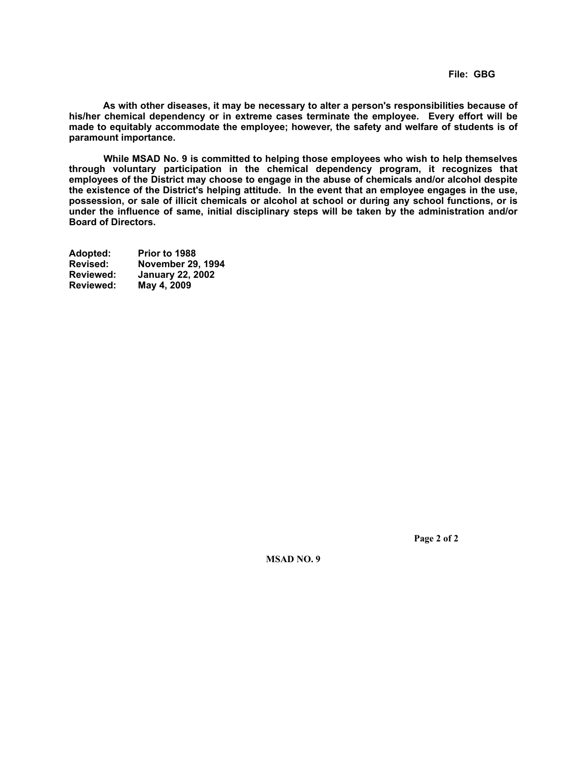**As with other diseases, it may be necessary to alter a person's responsibilities because of his/her chemical dependency or in extreme cases terminate the employee. Every effort will be made to equitably accommodate the employee; however, the safety and welfare of students is of paramount importance.**

**While MSAD No. 9 is committed to helping those employees who wish to help themselves through voluntary participation in the chemical dependency program, it recognizes that employees of the District may choose to engage in the abuse of chemicals and/or alcohol despite the existence of the District's helping attitude. In the event that an employee engages in the use, possession, or sale of illicit chemicals or alcohol at school or during any school functions, or is under the influence of same, initial disciplinary steps will be taken by the administration and/or Board of Directors.**

| | |
|---|---|
| **Adopted:** | **Prior to 1988** |
| **Revised:** | **November 29, 1994** |
| **Reviewed:** | **January 22, 2002** |
| **Reviewed:** | **May 4, 2009** |